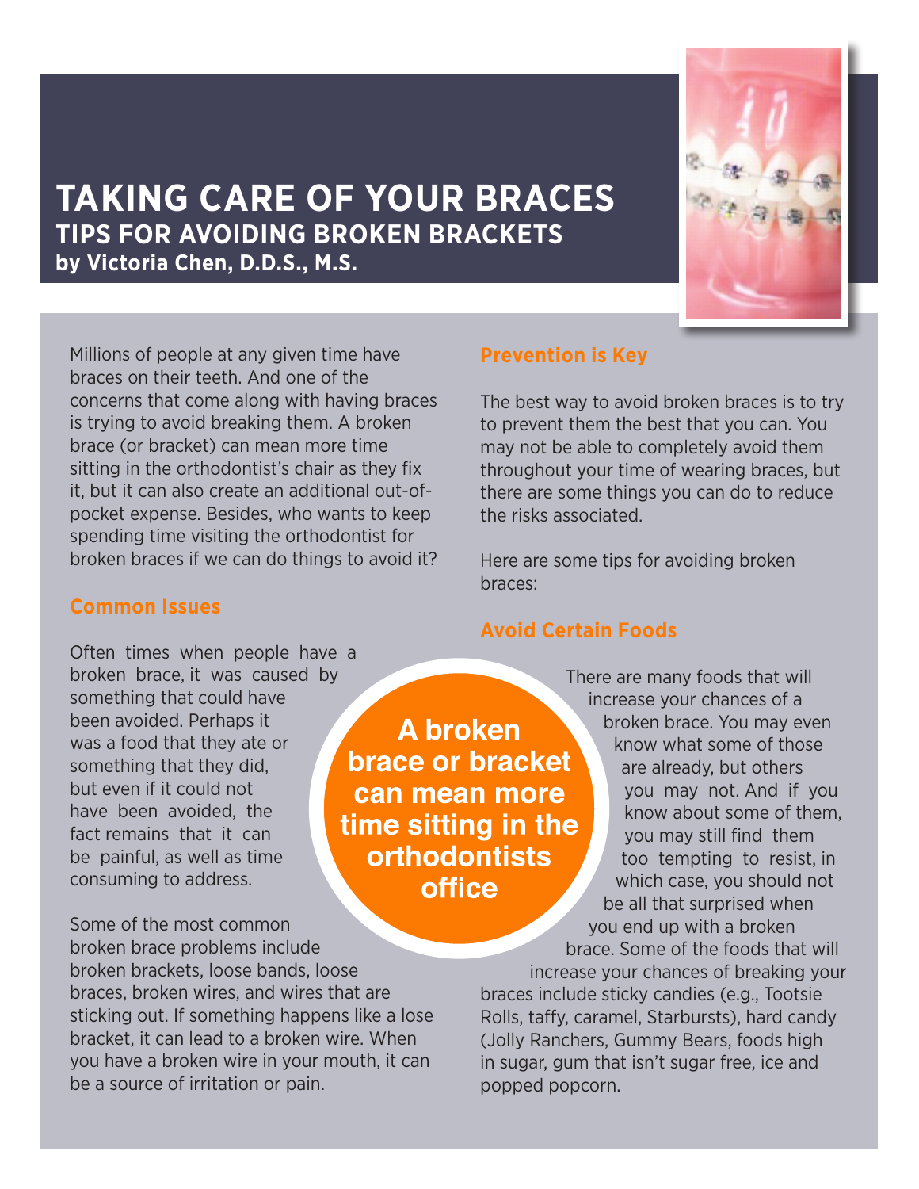# TAKING CARE OF YOUR BRACES

## TIPS FOR AVOIDING BROKEN BRACKETS

**by Victoria Chen, D.D.S., M.S.**

Millions of people at any given time have braces on their teeth. And one of the concerns that come along with having braces is trying to avoid breaking them. A broken brace (or bracket) can mean more time sitting in the orthodontist's chair as they fix it, but it can also create an additional out-of-pocket expense. Besides, who wants to keep spending time visiting the orthodontist for broken braces if we can do things to avoid it?

### Common Issues

Often times when people have a broken brace, it was caused by something that could have been avoided. Perhaps it was a food that they ate or something that they did, but even if it could not have been avoided, the fact remains that it can be painful, as well as time consuming to address.

Some of the most common broken brace problems include broken brackets, loose bands, loose braces, broken wires, and wires that are sticking out. If something happens like a lose bracket, it can lead to a broken wire. When you have a broken wire in your mouth, it can be a source of irritation or pain.

**A broken brace or bracket can mean more time sitting in the orthodontists office**

### Prevention is Key

The best way to avoid broken braces is to try to prevent them the best that you can. You may not be able to completely avoid them throughout your time of wearing braces, but there are some things you can do to reduce the risks associated.

Here are some tips for avoiding broken braces:

### Avoid Certain Foods

There are many foods that will increase your chances of a broken brace. You may even know what some of those are already, but others you may not. And if you know about some of them, you may still find them too tempting to resist, in which case, you should not be all that surprised when you end up with a broken brace. Some of the foods that will increase your chances of breaking your braces include sticky candies (e.g., Tootsie Rolls, taffy, caramel, Starbursts), hard candy (Jolly Ranchers, Gummy Bears, foods high in sugar, gum that isn't sugar free, ice and popped popcorn.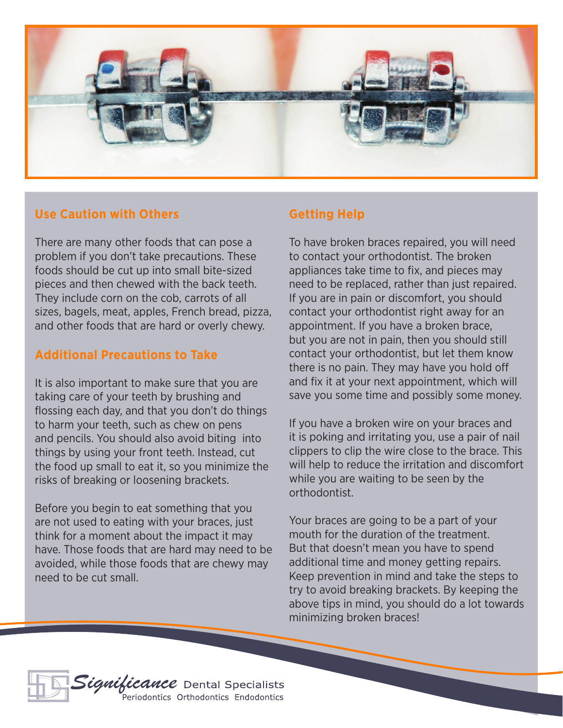## Use Caution with Others

There are many other foods that can pose a problem if you don't take precautions. These foods should be cut up into small bite-sized pieces and then chewed with the back teeth. They include corn on the cob, carrots of all sizes, bagels, meat, apples, French bread, pizza, and other foods that are hard or overly chewy.

## Additional Precautions to Take

It is also important to make sure that you are taking care of your teeth by brushing and flossing each day, and that you don't do things to harm your teeth, such as chew on pens and pencils. You should also avoid biting into things by using your front teeth. Instead, cut the food up small to eat it, so you minimize the risks of breaking or loosening brackets.

Before you begin to eat something that you are not used to eating with your braces, just think for a moment about the impact it may have. Those foods that are hard may need to be avoided, while those foods that are chewy may need to be cut small.

## Getting Help

To have broken braces repaired, you will need to contact your orthodontist. The broken appliances take time to fix, and pieces may need to be replaced, rather than just repaired. If you are in pain or discomfort, you should contact your orthodontist right away for an appointment. If you have a broken brace, but you are not in pain, then you should still contact your orthodontist, but let them know there is no pain. They may have you hold off and fix it at your next appointment, which will save you some time and possibly some money.

If you have a broken wire on your braces and it is poking and irritating you, use a pair of nail clippers to clip the wire close to the brace. This will help to reduce the irritation and discomfort while you are waiting to be seen by the orthodontist.

Your braces are going to be a part of your mouth for the duration of the treatment. But that doesn't mean you have to spend additional time and money getting repairs. Keep prevention in mind and take the steps to try to avoid breaking brackets. By keeping the above tips in mind, you should do a lot towards minimizing broken braces!

Significance Dental Specialists
Periodontics Orthodontics Endodontics